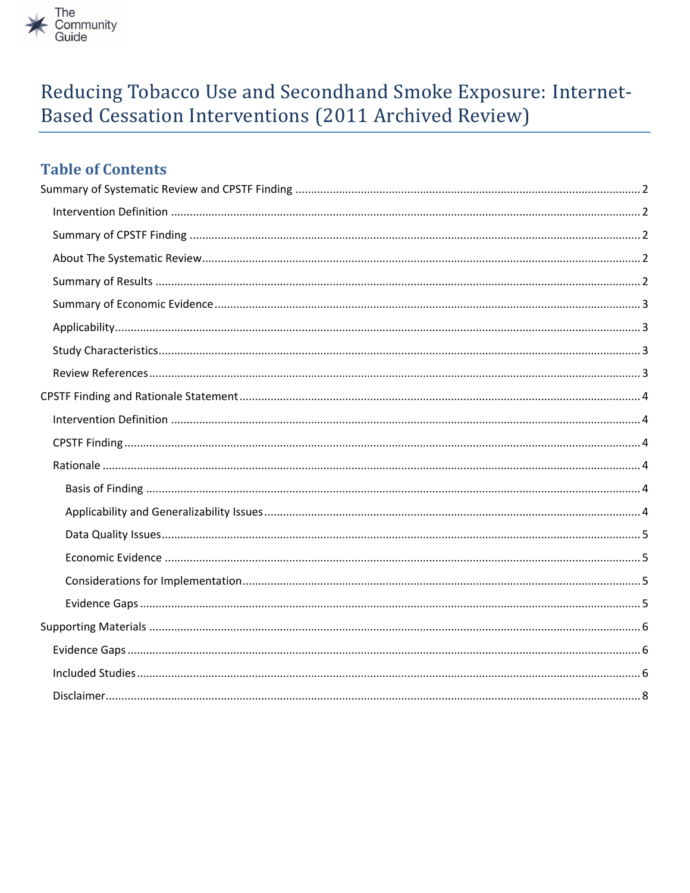The Community Guide

# Reducing Tobacco Use and Secondhand Smoke Exposure: Internet-Based Cessation Interventions (2011 Archived Review)

## Table of Contents

Summary of Systematic Review and CPSTF Finding ..... 2
- Intervention Definition ..... 2
- Summary of CPSTF Finding ..... 2
- About The Systematic Review ..... 2
- Summary of Results ..... 2
- Summary of Economic Evidence ..... 3
- Applicability ..... 3
- Study Characteristics ..... 3
- Review References ..... 3

CPSTF Finding and Rationale Statement ..... 4
- Intervention Definition ..... 4
- CPSTF Finding ..... 4
- Rationale ..... 4
  - Basis of Finding ..... 4
  - Applicability and Generalizability Issues ..... 4
  - Data Quality Issues ..... 5
  - Economic Evidence ..... 5
  - Considerations for Implementation ..... 5
  - Evidence Gaps ..... 5

Supporting Materials ..... 6
- Evidence Gaps ..... 6
- Included Studies ..... 6
- Disclaimer ..... 8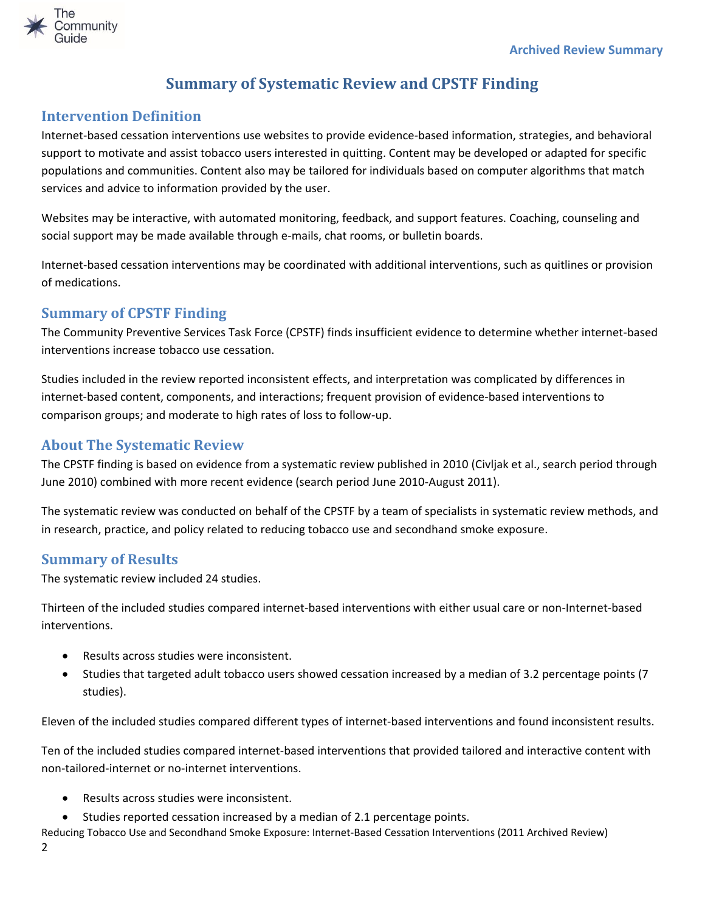# Summary of Systematic Review and CPSTF Finding

## Intervention Definition

Internet-based cessation interventions use websites to provide evidence-based information, strategies, and behavioral support to motivate and assist tobacco users interested in quitting. Content may be developed or adapted for specific populations and communities. Content also may be tailored for individuals based on computer algorithms that match services and advice to information provided by the user.

Websites may be interactive, with automated monitoring, feedback, and support features. Coaching, counseling and social support may be made available through e-mails, chat rooms, or bulletin boards.

Internet-based cessation interventions may be coordinated with additional interventions, such as quitlines or provision of medications.

## Summary of CPSTF Finding

The Community Preventive Services Task Force (CPSTF) finds insufficient evidence to determine whether internet-based interventions increase tobacco use cessation.

Studies included in the review reported inconsistent effects, and interpretation was complicated by differences in internet-based content, components, and interactions; frequent provision of evidence-based interventions to comparison groups; and moderate to high rates of loss to follow-up.

## About The Systematic Review

The CPSTF finding is based on evidence from a systematic review published in 2010 (Civljak et al., search period through June 2010) combined with more recent evidence (search period June 2010-August 2011).

The systematic review was conducted on behalf of the CPSTF by a team of specialists in systematic review methods, and in research, practice, and policy related to reducing tobacco use and secondhand smoke exposure.

## Summary of Results

The systematic review included 24 studies.

Thirteen of the included studies compared internet-based interventions with either usual care or non-Internet-based interventions.

- Results across studies were inconsistent.
- Studies that targeted adult tobacco users showed cessation increased by a median of 3.2 percentage points (7 studies).

Eleven of the included studies compared different types of internet-based interventions and found inconsistent results.

Ten of the included studies compared internet-based interventions that provided tailored and interactive content with non-tailored-internet or no-internet interventions.

- Results across studies were inconsistent.
- Studies reported cessation increased by a median of 2.1 percentage points.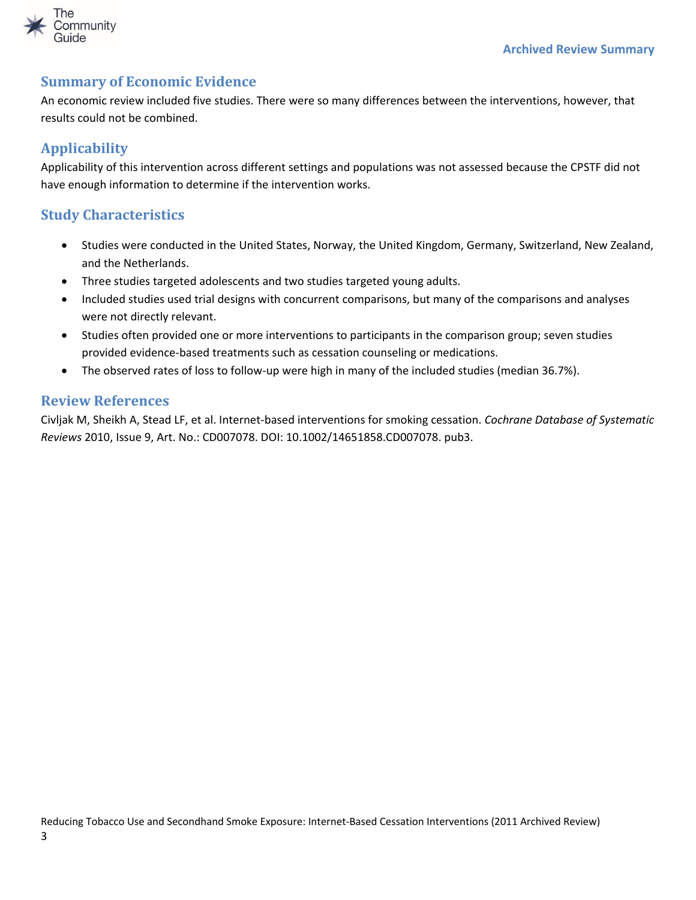## Summary of Economic Evidence

An economic review included five studies. There were so many differences between the interventions, however, that results could not be combined.

## Applicability

Applicability of this intervention across different settings and populations was not assessed because the CPSTF did not have enough information to determine if the intervention works.

## Study Characteristics

- Studies were conducted in the United States, Norway, the United Kingdom, Germany, Switzerland, New Zealand, and the Netherlands.
- Three studies targeted adolescents and two studies targeted young adults.
- Included studies used trial designs with concurrent comparisons, but many of the comparisons and analyses were not directly relevant.
- Studies often provided one or more interventions to participants in the comparison group; seven studies provided evidence-based treatments such as cessation counseling or medications.
- The observed rates of loss to follow-up were high in many of the included studies (median 36.7%).

## Review References

Civljak M, Sheikh A, Stead LF, et al. Internet-based interventions for smoking cessation. *Cochrane Database of Systematic Reviews* 2010, Issue 9, Art. No.: CD007078. DOI: 10.1002/14651858.CD007078. pub3.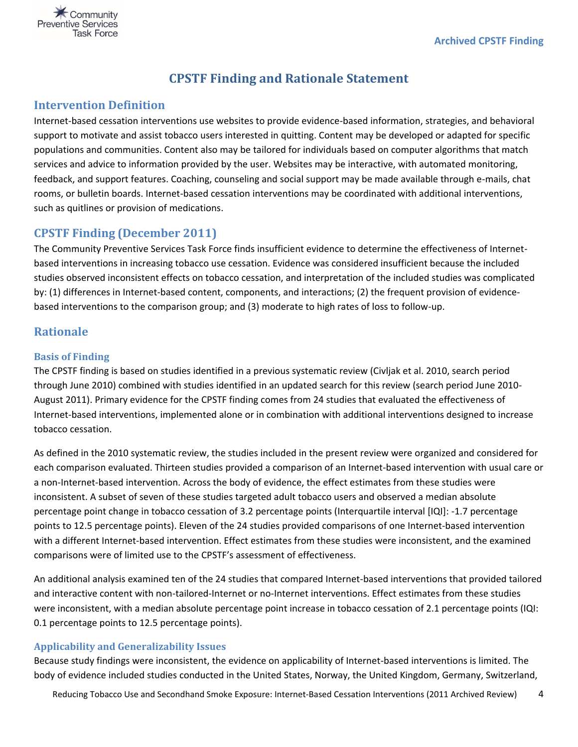# CPSTF Finding and Rationale Statement

## Intervention Definition

Internet-based cessation interventions use websites to provide evidence-based information, strategies, and behavioral support to motivate and assist tobacco users interested in quitting. Content may be developed or adapted for specific populations and communities. Content also may be tailored for individuals based on computer algorithms that match services and advice to information provided by the user. Websites may be interactive, with automated monitoring, feedback, and support features. Coaching, counseling and social support may be made available through e-mails, chat rooms, or bulletin boards. Internet-based cessation interventions may be coordinated with additional interventions, such as quitlines or provision of medications.

## CPSTF Finding (December 2011)

The Community Preventive Services Task Force finds insufficient evidence to determine the effectiveness of Internet-based interventions in increasing tobacco use cessation. Evidence was considered insufficient because the included studies observed inconsistent effects on tobacco cessation, and interpretation of the included studies was complicated by: (1) differences in Internet-based content, components, and interactions; (2) the frequent provision of evidence-based interventions to the comparison group; and (3) moderate to high rates of loss to follow-up.

## Rationale

### Basis of Finding

The CPSTF finding is based on studies identified in a previous systematic review (Civljak et al. 2010, search period through June 2010) combined with studies identified in an updated search for this review (search period June 2010-August 2011). Primary evidence for the CPSTF finding comes from 24 studies that evaluated the effectiveness of Internet-based interventions, implemented alone or in combination with additional interventions designed to increase tobacco cessation.

As defined in the 2010 systematic review, the studies included in the present review were organized and considered for each comparison evaluated. Thirteen studies provided a comparison of an Internet-based intervention with usual care or a non-Internet-based intervention. Across the body of evidence, the effect estimates from these studies were inconsistent. A subset of seven of these studies targeted adult tobacco users and observed a median absolute percentage point change in tobacco cessation of 3.2 percentage points (Interquartile interval [IQI]: -1.7 percentage points to 12.5 percentage points). Eleven of the 24 studies provided comparisons of one Internet-based intervention with a different Internet-based intervention. Effect estimates from these studies were inconsistent, and the examined comparisons were of limited use to the CPSTF's assessment of effectiveness.

An additional analysis examined ten of the 24 studies that compared Internet-based interventions that provided tailored and interactive content with non-tailored-Internet or no-Internet interventions. Effect estimates from these studies were inconsistent, with a median absolute percentage point increase in tobacco cessation of 2.1 percentage points (IQI: 0.1 percentage points to 12.5 percentage points).

### Applicability and Generalizability Issues

Because study findings were inconsistent, the evidence on applicability of Internet-based interventions is limited. The body of evidence included studies conducted in the United States, Norway, the United Kingdom, Germany, Switzerland,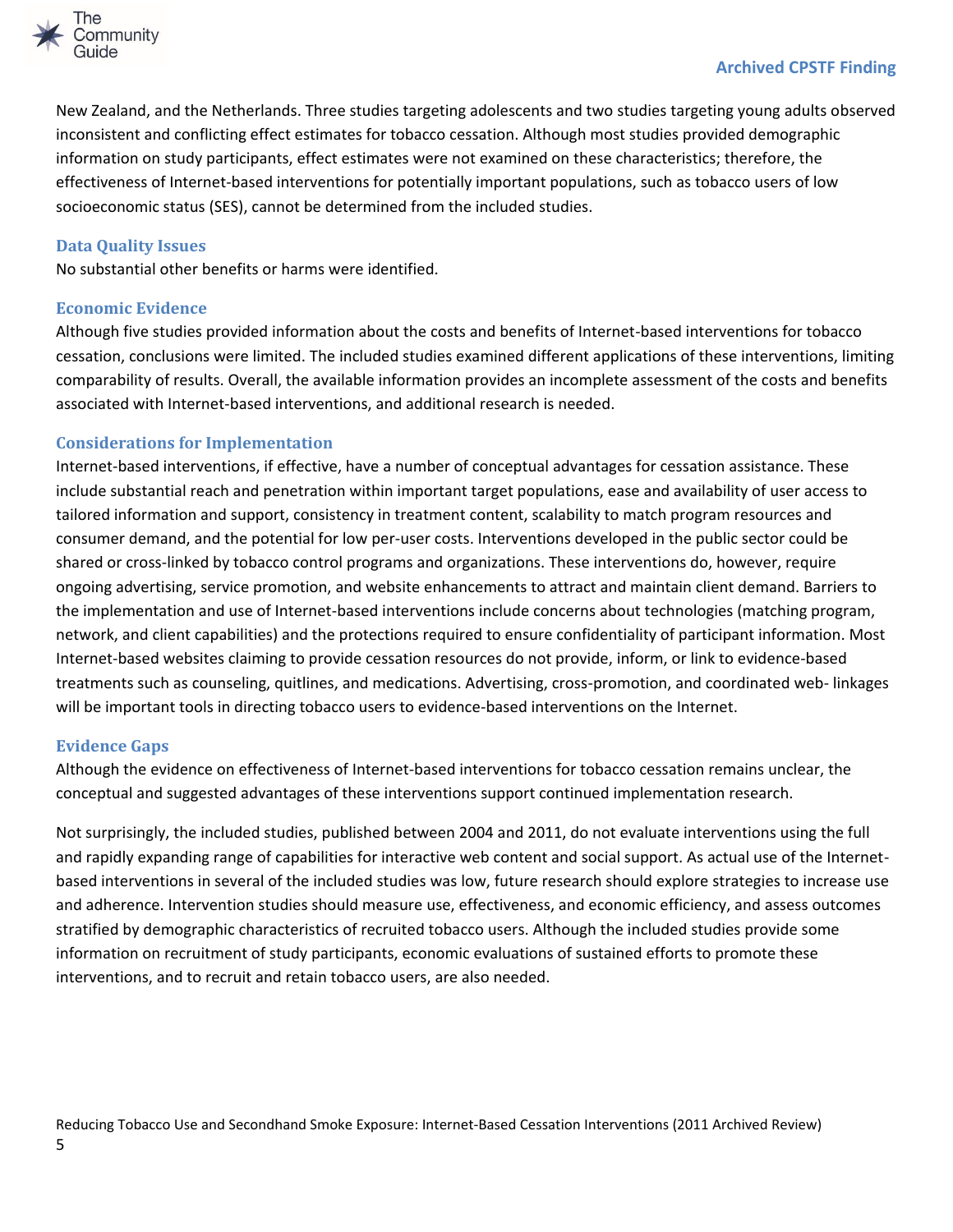New Zealand, and the Netherlands. Three studies targeting adolescents and two studies targeting young adults observed inconsistent and conflicting effect estimates for tobacco cessation. Although most studies provided demographic information on study participants, effect estimates were not examined on these characteristics; therefore, the effectiveness of Internet-based interventions for potentially important populations, such as tobacco users of low socioeconomic status (SES), cannot be determined from the included studies.

### Data Quality Issues

No substantial other benefits or harms were identified.

### Economic Evidence

Although five studies provided information about the costs and benefits of Internet-based interventions for tobacco cessation, conclusions were limited. The included studies examined different applications of these interventions, limiting comparability of results. Overall, the available information provides an incomplete assessment of the costs and benefits associated with Internet-based interventions, and additional research is needed.

### Considerations for Implementation

Internet-based interventions, if effective, have a number of conceptual advantages for cessation assistance. These include substantial reach and penetration within important target populations, ease and availability of user access to tailored information and support, consistency in treatment content, scalability to match program resources and consumer demand, and the potential for low per-user costs. Interventions developed in the public sector could be shared or cross-linked by tobacco control programs and organizations. These interventions do, however, require ongoing advertising, service promotion, and website enhancements to attract and maintain client demand. Barriers to the implementation and use of Internet-based interventions include concerns about technologies (matching program, network, and client capabilities) and the protections required to ensure confidentiality of participant information. Most Internet-based websites claiming to provide cessation resources do not provide, inform, or link to evidence-based treatments such as counseling, quitlines, and medications. Advertising, cross-promotion, and coordinated web- linkages will be important tools in directing tobacco users to evidence-based interventions on the Internet.

### Evidence Gaps

Although the evidence on effectiveness of Internet-based interventions for tobacco cessation remains unclear, the conceptual and suggested advantages of these interventions support continued implementation research.

Not surprisingly, the included studies, published between 2004 and 2011, do not evaluate interventions using the full and rapidly expanding range of capabilities for interactive web content and social support. As actual use of the Internet-based interventions in several of the included studies was low, future research should explore strategies to increase use and adherence. Intervention studies should measure use, effectiveness, and economic efficiency, and assess outcomes stratified by demographic characteristics of recruited tobacco users. Although the included studies provide some information on recruitment of study participants, economic evaluations of sustained efforts to promote these interventions, and to recruit and retain tobacco users, are also needed.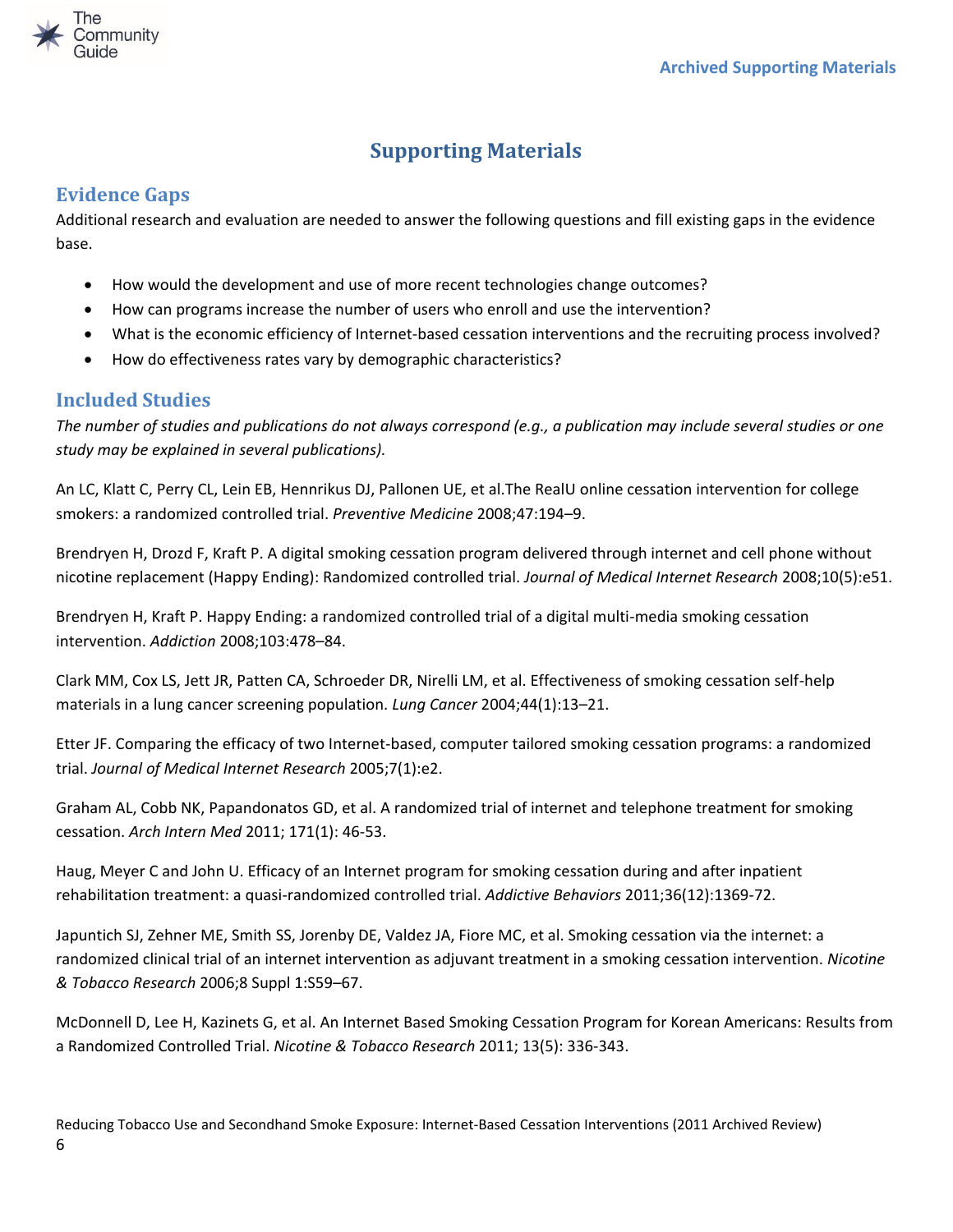# Supporting Materials

## Evidence Gaps

Additional research and evaluation are needed to answer the following questions and fill existing gaps in the evidence base.

- How would the development and use of more recent technologies change outcomes?
- How can programs increase the number of users who enroll and use the intervention?
- What is the economic efficiency of Internet-based cessation interventions and the recruiting process involved?
- How do effectiveness rates vary by demographic characteristics?

## Included Studies

*The number of studies and publications do not always correspond (e.g., a publication may include several studies or one study may be explained in several publications).*

An LC, Klatt C, Perry CL, Lein EB, Hennrikus DJ, Pallonen UE, et al.The RealU online cessation intervention for college smokers: a randomized controlled trial. *Preventive Medicine* 2008;47:194–9.

Brendryen H, Drozd F, Kraft P. A digital smoking cessation program delivered through internet and cell phone without nicotine replacement (Happy Ending): Randomized controlled trial. *Journal of Medical Internet Research* 2008;10(5):e51.

Brendryen H, Kraft P. Happy Ending: a randomized controlled trial of a digital multi-media smoking cessation intervention. *Addiction* 2008;103:478–84.

Clark MM, Cox LS, Jett JR, Patten CA, Schroeder DR, Nirelli LM, et al. Effectiveness of smoking cessation self-help materials in a lung cancer screening population. *Lung Cancer* 2004;44(1):13–21.

Etter JF. Comparing the efficacy of two Internet-based, computer tailored smoking cessation programs: a randomized trial. *Journal of Medical Internet Research* 2005;7(1):e2.

Graham AL, Cobb NK, Papandonatos GD, et al. A randomized trial of internet and telephone treatment for smoking cessation. *Arch Intern Med* 2011; 171(1): 46-53.

Haug, Meyer C and John U. Efficacy of an Internet program for smoking cessation during and after inpatient rehabilitation treatment: a quasi-randomized controlled trial. *Addictive Behaviors* 2011;36(12):1369-72.

Japuntich SJ, Zehner ME, Smith SS, Jorenby DE, Valdez JA, Fiore MC, et al. Smoking cessation via the internet: a randomized clinical trial of an internet intervention as adjuvant treatment in a smoking cessation intervention. *Nicotine & Tobacco Research* 2006;8 Suppl 1:S59–67.

McDonnell D, Lee H, Kazinets G, et al. An Internet Based Smoking Cessation Program for Korean Americans: Results from a Randomized Controlled Trial. *Nicotine & Tobacco Research* 2011; 13(5): 336-343.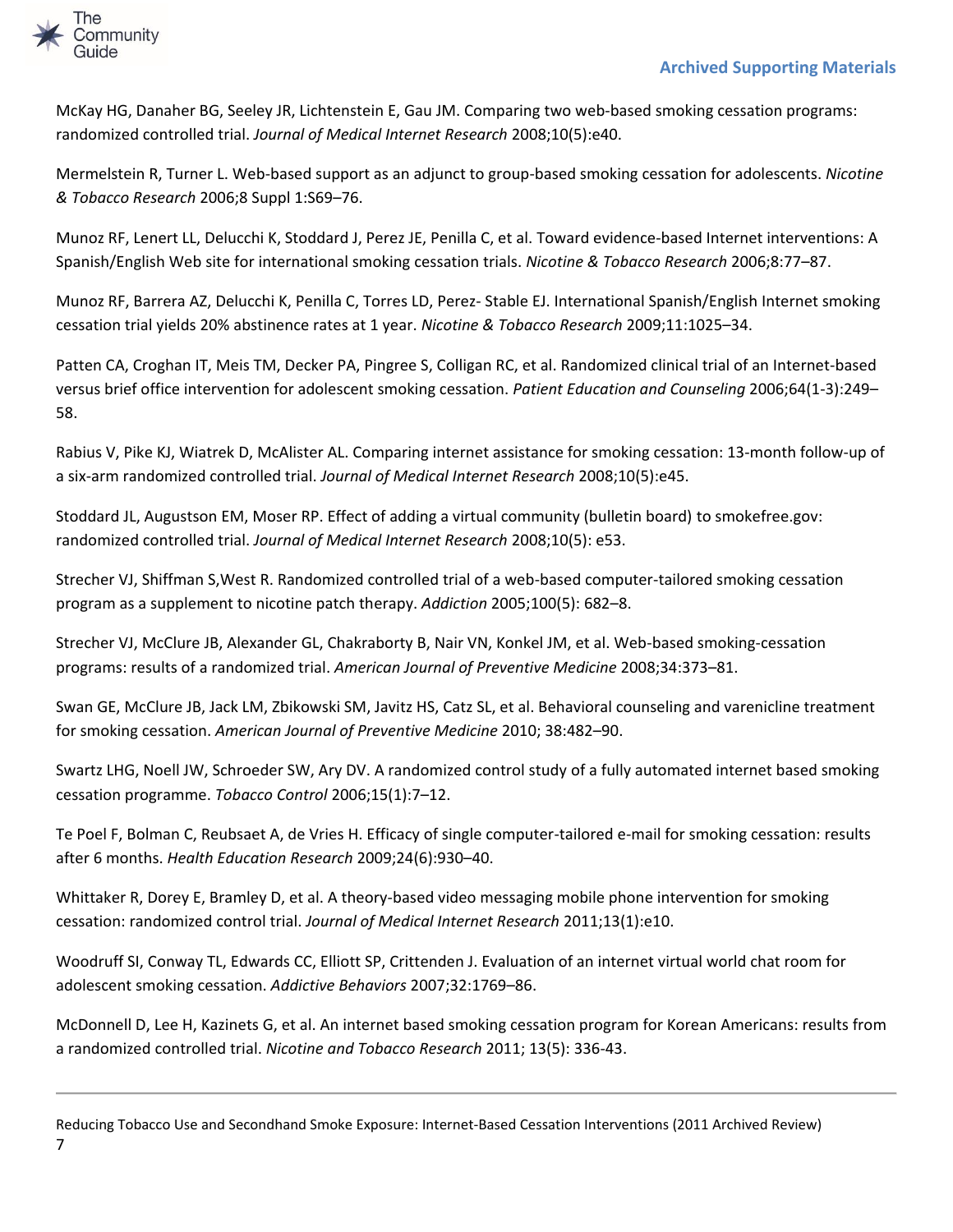McKay HG, Danaher BG, Seeley JR, Lichtenstein E, Gau JM. Comparing two web-based smoking cessation programs: randomized controlled trial. *Journal of Medical Internet Research* 2008;10(5):e40.

Mermelstein R, Turner L. Web-based support as an adjunct to group-based smoking cessation for adolescents. *Nicotine & Tobacco Research* 2006;8 Suppl 1:S69–76.

Munoz RF, Lenert LL, Delucchi K, Stoddard J, Perez JE, Penilla C, et al. Toward evidence-based Internet interventions: A Spanish/English Web site for international smoking cessation trials. *Nicotine & Tobacco Research* 2006;8:77–87.

Munoz RF, Barrera AZ, Delucchi K, Penilla C, Torres LD, Perez- Stable EJ. International Spanish/English Internet smoking cessation trial yields 20% abstinence rates at 1 year. *Nicotine & Tobacco Research* 2009;11:1025–34.

Patten CA, Croghan IT, Meis TM, Decker PA, Pingree S, Colligan RC, et al. Randomized clinical trial of an Internet-based versus brief office intervention for adolescent smoking cessation. *Patient Education and Counseling* 2006;64(1-3):249–58.

Rabius V, Pike KJ, Wiatrek D, McAlister AL. Comparing internet assistance for smoking cessation: 13-month follow-up of a six-arm randomized controlled trial. *Journal of Medical Internet Research* 2008;10(5):e45.

Stoddard JL, Augustson EM, Moser RP. Effect of adding a virtual community (bulletin board) to smokefree.gov: randomized controlled trial. *Journal of Medical Internet Research* 2008;10(5): e53.

Strecher VJ, Shiffman S,West R. Randomized controlled trial of a web-based computer-tailored smoking cessation program as a supplement to nicotine patch therapy. *Addiction* 2005;100(5): 682–8.

Strecher VJ, McClure JB, Alexander GL, Chakraborty B, Nair VN, Konkel JM, et al. Web-based smoking-cessation programs: results of a randomized trial. *American Journal of Preventive Medicine* 2008;34:373–81.

Swan GE, McClure JB, Jack LM, Zbikowski SM, Javitz HS, Catz SL, et al. Behavioral counseling and varenicline treatment for smoking cessation. *American Journal of Preventive Medicine* 2010; 38:482–90.

Swartz LHG, Noell JW, Schroeder SW, Ary DV. A randomized control study of a fully automated internet based smoking cessation programme. *Tobacco Control* 2006;15(1):7–12.

Te Poel F, Bolman C, Reubsaet A, de Vries H. Efficacy of single computer-tailored e-mail for smoking cessation: results after 6 months. *Health Education Research* 2009;24(6):930–40.

Whittaker R, Dorey E, Bramley D, et al. A theory-based video messaging mobile phone intervention for smoking cessation: randomized control trial. *Journal of Medical Internet Research* 2011;13(1):e10.

Woodruff SI, Conway TL, Edwards CC, Elliott SP, Crittenden J. Evaluation of an internet virtual world chat room for adolescent smoking cessation. *Addictive Behaviors* 2007;32:1769–86.

McDonnell D, Lee H, Kazinets G, et al. An internet based smoking cessation program for Korean Americans: results from a randomized controlled trial. *Nicotine and Tobacco Research* 2011; 13(5): 336-43.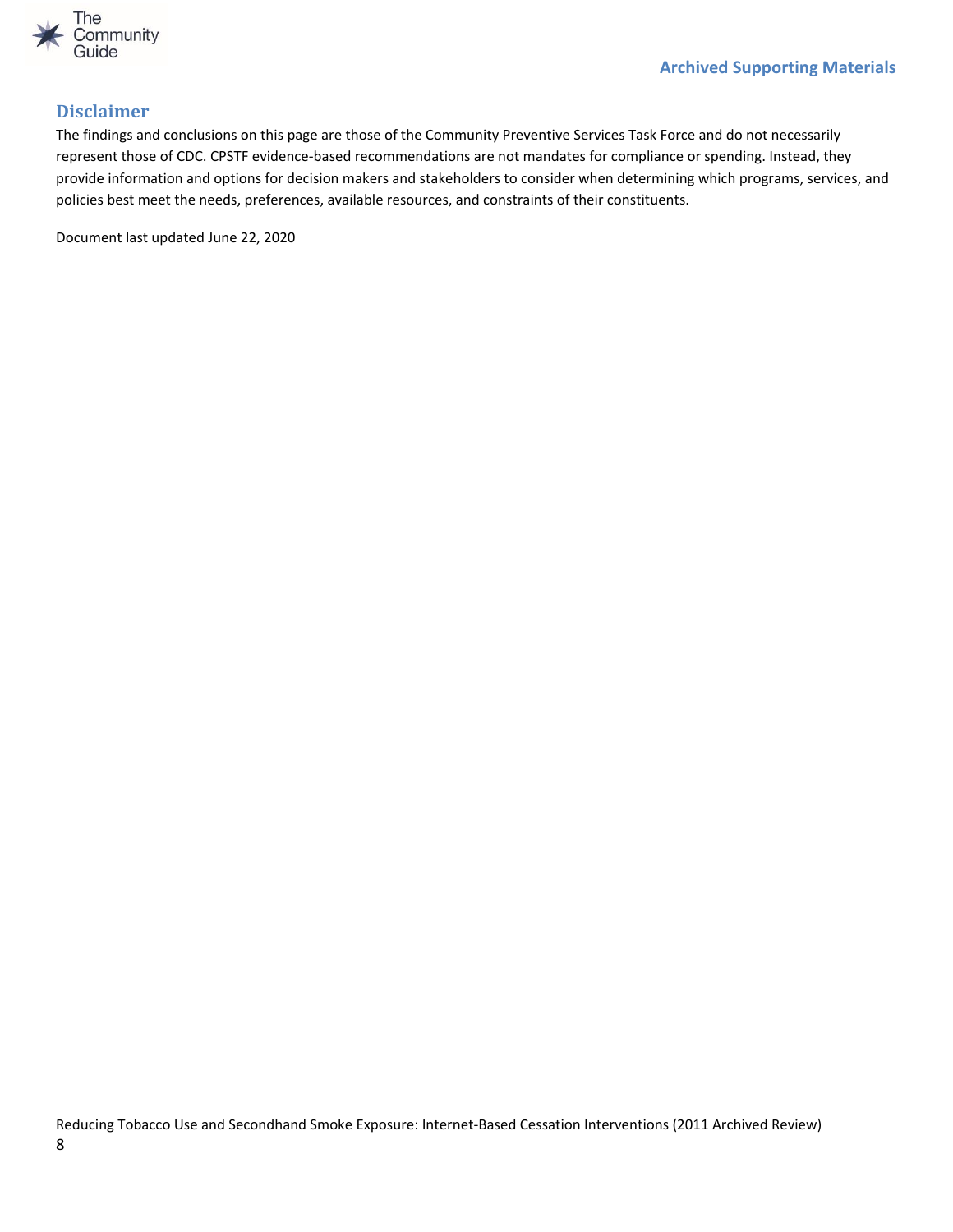## Disclaimer

The findings and conclusions on this page are those of the Community Preventive Services Task Force and do not necessarily represent those of CDC. CPSTF evidence-based recommendations are not mandates for compliance or spending. Instead, they provide information and options for decision makers and stakeholders to consider when determining which programs, services, and policies best meet the needs, preferences, available resources, and constraints of their constituents.

Document last updated June 22, 2020